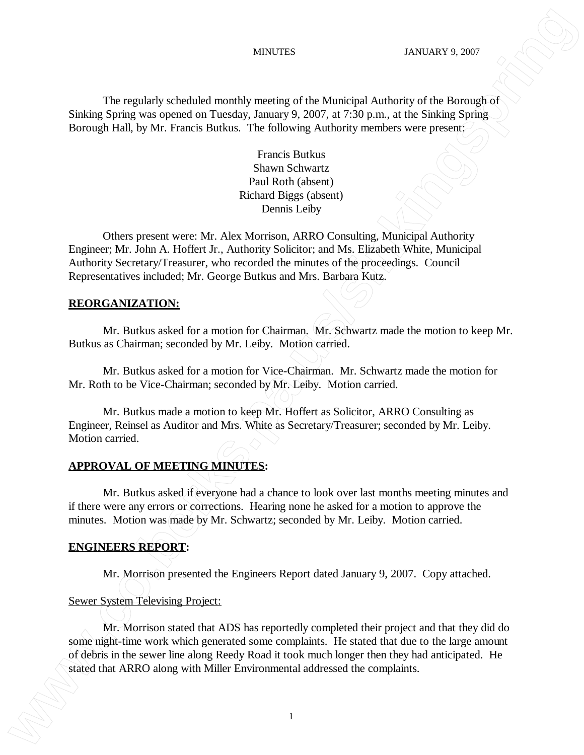MINUTES JANUARY 9, 2007

The regularly scheduled monthly meeting of the Municipal Authority of the Borough of Sinking Spring was opened on Tuesday, January 9, 2007, at 7:30 p.m., at the Sinking Spring Borough Hall, by Mr. Francis Butkus. The following Authority members were present:

Francis Butkus
Shawn Schwartz
Paul Roth (absent)
Richard Biggs (absent)
Dennis Leiby

Others present were: Mr. Alex Morrison, ARRO Consulting, Municipal Authority Engineer; Mr. John A. Hoffert Jr., Authority Solicitor; and Ms. Elizabeth White, Municipal Authority Secretary/Treasurer, who recorded the minutes of the proceedings. Council Representatives included; Mr. George Butkus and Mrs. Barbara Kutz.

## REORGANIZATION:

Mr. Butkus asked for a motion for Chairman. Mr. Schwartz made the motion to keep Mr. Butkus as Chairman; seconded by Mr. Leiby. Motion carried.

Mr. Butkus asked for a motion for Vice-Chairman. Mr. Schwartz made the motion for Mr. Roth to be Vice-Chairman; seconded by Mr. Leiby. Motion carried.

Mr. Butkus made a motion to keep Mr. Hoffert as Solicitor, ARRO Consulting as Engineer, Reinsel as Auditor and Mrs. White as Secretary/Treasurer; seconded by Mr. Leiby. Motion carried.

## APPROVAL OF MEETING MINUTES:

Mr. Butkus asked if everyone had a chance to look over last months meeting minutes and if there were any errors or corrections. Hearing none he asked for a motion to approve the minutes. Motion was made by Mr. Schwartz; seconded by Mr. Leiby. Motion carried.

## ENGINEERS REPORT:

Mr. Morrison presented the Engineers Report dated January 9, 2007. Copy attached.

Sewer System Televising Project:

Mr. Morrison stated that ADS has reportedly completed their project and that they did do some night-time work which generated some complaints. He stated that due to the large amount of debris in the sewer line along Reedy Road it took much longer then they had anticipated. He stated that ARRO along with Miller Environmental addressed the complaints.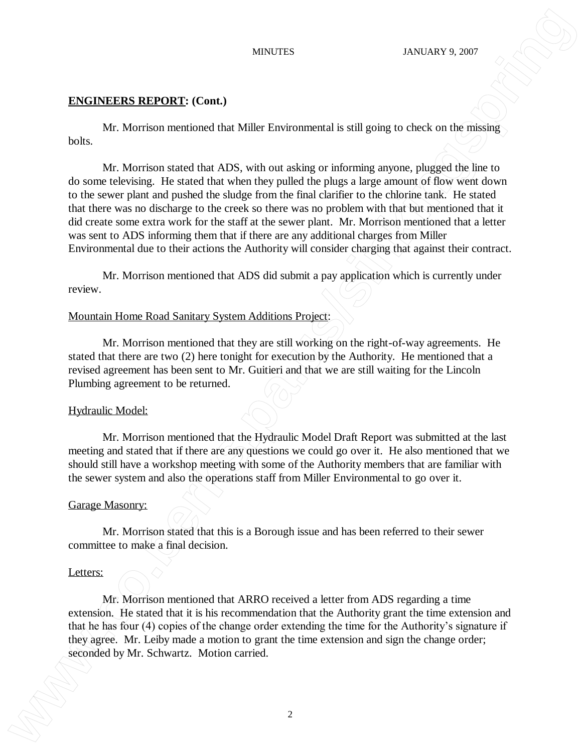## **ENGINEERS REPORT**: (Cont.)

Mr. Morrison mentioned that Miller Environmental is still going to check on the missing bolts.

Mr. Morrison stated that ADS, with out asking or informing anyone, plugged the line to do some televising. He stated that when they pulled the plugs a large amount of flow went down to the sewer plant and pushed the sludge from the final clarifier to the chlorine tank. He stated that there was no discharge to the creek so there was no problem with that but mentioned that it did create some extra work for the staff at the sewer plant. Mr. Morrison mentioned that a letter was sent to ADS informing them that if there are any additional charges from Miller Environmental due to their actions the Authority will consider charging that against their contract.

Mr. Morrison mentioned that ADS did submit a pay application which is currently under review.

Mountain Home Road Sanitary System Additions Project:

Mr. Morrison mentioned that they are still working on the right-of-way agreements. He stated that there are two (2) here tonight for execution by the Authority. He mentioned that a revised agreement has been sent to Mr. Guitieri and that we are still waiting for the Lincoln Plumbing agreement to be returned.

Hydraulic Model:

Mr. Morrison mentioned that the Hydraulic Model Draft Report was submitted at the last meeting and stated that if there are any questions we could go over it. He also mentioned that we should still have a workshop meeting with some of the Authority members that are familiar with the sewer system and also the operations staff from Miller Environmental to go over it.

Garage Masonry:

Mr. Morrison stated that this is a Borough issue and has been referred to their sewer committee to make a final decision.

Letters:

Mr. Morrison mentioned that ARRO received a letter from ADS regarding a time extension. He stated that it is his recommendation that the Authority grant the time extension and that he has four (4) copies of the change order extending the time for the Authority's signature if they agree. Mr. Leiby made a motion to grant the time extension and sign the change order; seconded by Mr. Schwartz. Motion carried.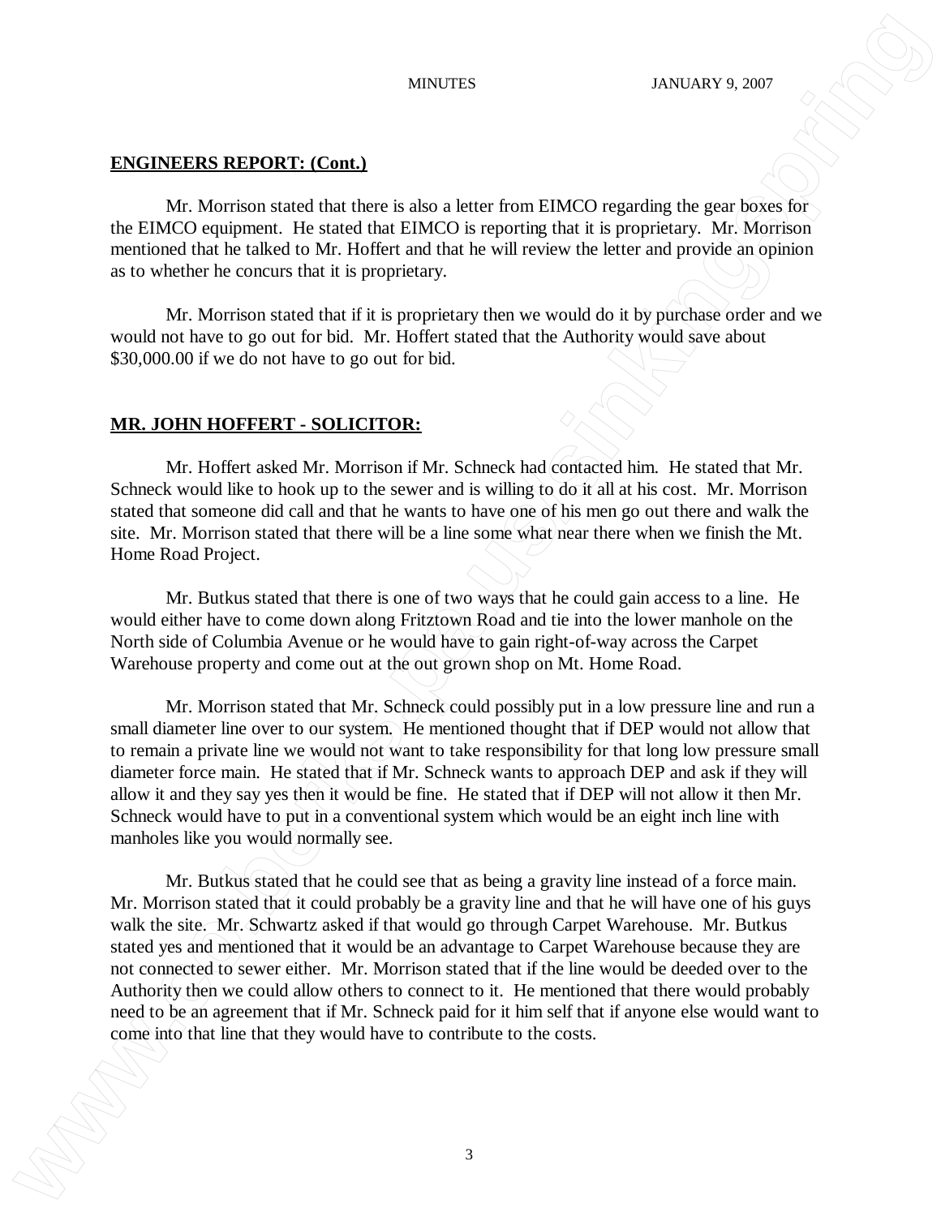## ENGINEERS REPORT: (Cont.)

Mr. Morrison stated that there is also a letter from EIMCO regarding the gear boxes for the EIMCO equipment. He stated that EIMCO is reporting that it is proprietary. Mr. Morrison mentioned that he talked to Mr. Hoffert and that he will review the letter and provide an opinion as to whether he concurs that it is proprietary.

Mr. Morrison stated that if it is proprietary then we would do it by purchase order and we would not have to go out for bid. Mr. Hoffert stated that the Authority would save about $30,000.00 if we do not have to go out for bid.

## MR. JOHN HOFFERT - SOLICITOR:

Mr. Hoffert asked Mr. Morrison if Mr. Schneck had contacted him. He stated that Mr. Schneck would like to hook up to the sewer and is willing to do it all at his cost. Mr. Morrison stated that someone did call and that he wants to have one of his men go out there and walk the site. Mr. Morrison stated that there will be a line some what near there when we finish the Mt. Home Road Project.

Mr. Butkus stated that there is one of two ways that he could gain access to a line. He would either have to come down along Fritztown Road and tie into the lower manhole on the North side of Columbia Avenue or he would have to gain right-of-way across the Carpet Warehouse property and come out at the out grown shop on Mt. Home Road.

Mr. Morrison stated that Mr. Schneck could possibly put in a low pressure line and run a small diameter line over to our system. He mentioned thought that if DEP would not allow that to remain a private line we would not want to take responsibility for that long low pressure small diameter force main. He stated that if Mr. Schneck wants to approach DEP and ask if they will allow it and they say yes then it would be fine. He stated that if DEP will not allow it then Mr. Schneck would have to put in a conventional system which would be an eight inch line with manholes like you would normally see.

Mr. Butkus stated that he could see that as being a gravity line instead of a force main. Mr. Morrison stated that it could probably be a gravity line and that he will have one of his guys walk the site. Mr. Schwartz asked if that would go through Carpet Warehouse. Mr. Butkus stated yes and mentioned that it would be an advantage to Carpet Warehouse because they are not connected to sewer either. Mr. Morrison stated that if the line would be deeded over to the Authority then we could allow others to connect to it. He mentioned that there would probably need to be an agreement that if Mr. Schneck paid for it him self that if anyone else would want to come into that line that they would have to contribute to the costs.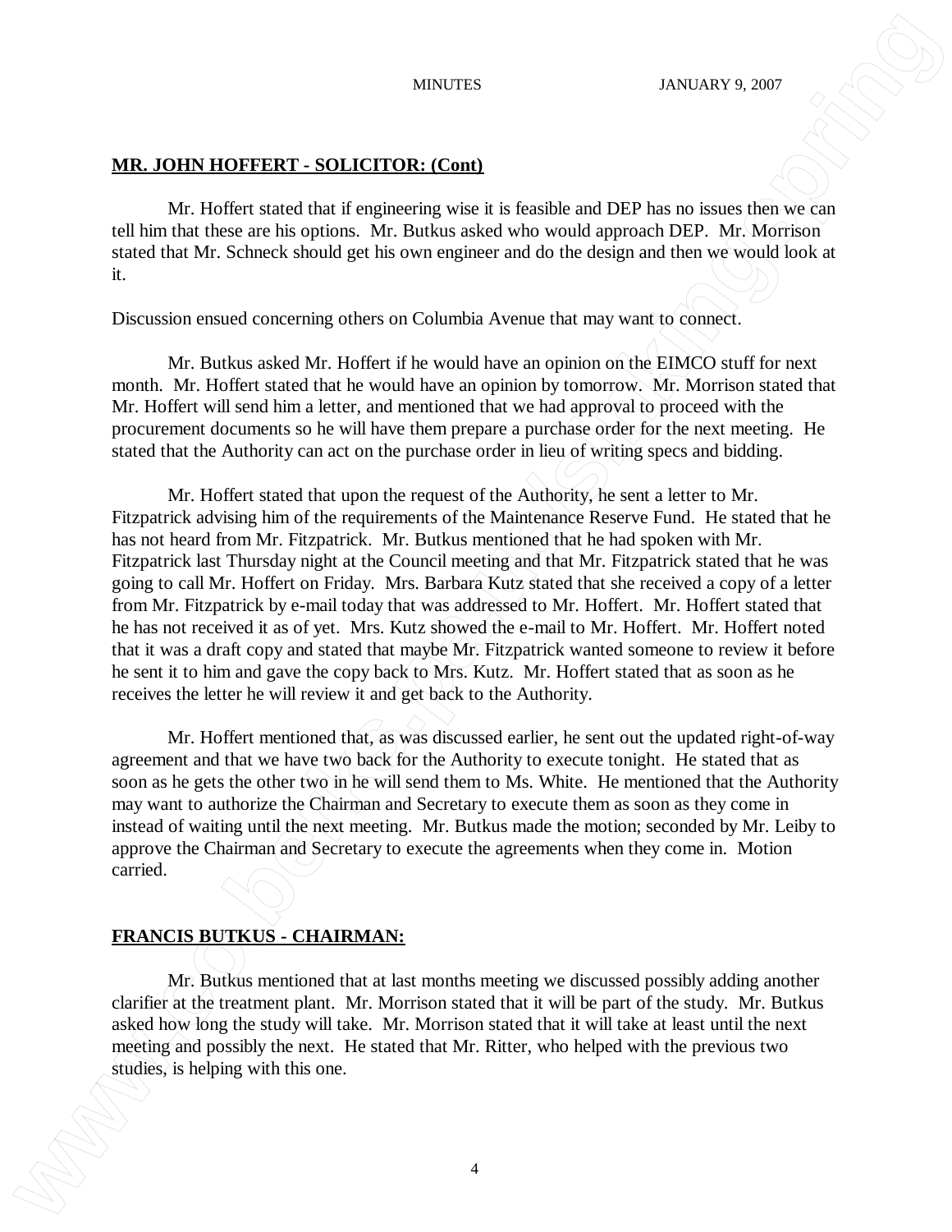**MR. JOHN HOFFERT - SOLICITOR: (Cont)**

Mr. Hoffert stated that if engineering wise it is feasible and DEP has no issues then we can tell him that these are his options. Mr. Butkus asked who would approach DEP. Mr. Morrison stated that Mr. Schneck should get his own engineer and do the design and then we would look at it.

Discussion ensued concerning others on Columbia Avenue that may want to connect.

Mr. Butkus asked Mr. Hoffert if he would have an opinion on the EIMCO stuff for next month. Mr. Hoffert stated that he would have an opinion by tomorrow. Mr. Morrison stated that Mr. Hoffert will send him a letter, and mentioned that we had approval to proceed with the procurement documents so he will have them prepare a purchase order for the next meeting. He stated that the Authority can act on the purchase order in lieu of writing specs and bidding.

Mr. Hoffert stated that upon the request of the Authority, he sent a letter to Mr. Fitzpatrick advising him of the requirements of the Maintenance Reserve Fund. He stated that he has not heard from Mr. Fitzpatrick. Mr. Butkus mentioned that he had spoken with Mr. Fitzpatrick last Thursday night at the Council meeting and that Mr. Fitzpatrick stated that he was going to call Mr. Hoffert on Friday. Mrs. Barbara Kutz stated that she received a copy of a letter from Mr. Fitzpatrick by e-mail today that was addressed to Mr. Hoffert. Mr. Hoffert stated that he has not received it as of yet. Mrs. Kutz showed the e-mail to Mr. Hoffert. Mr. Hoffert noted that it was a draft copy and stated that maybe Mr. Fitzpatrick wanted someone to review it before he sent it to him and gave the copy back to Mrs. Kutz. Mr. Hoffert stated that as soon as he receives the letter he will review it and get back to the Authority.

Mr. Hoffert mentioned that, as was discussed earlier, he sent out the updated right-of-way agreement and that we have two back for the Authority to execute tonight. He stated that as soon as he gets the other two in he will send them to Ms. White. He mentioned that the Authority may want to authorize the Chairman and Secretary to execute them as soon as they come in instead of waiting until the next meeting. Mr. Butkus made the motion; seconded by Mr. Leiby to approve the Chairman and Secretary to execute the agreements when they come in. Motion carried.

**FRANCIS BUTKUS - CHAIRMAN:**

Mr. Butkus mentioned that at last months meeting we discussed possibly adding another clarifier at the treatment plant. Mr. Morrison stated that it will be part of the study. Mr. Butkus asked how long the study will take. Mr. Morrison stated that it will take at least until the next meeting and possibly the next. He stated that Mr. Ritter, who helped with the previous two studies, is helping with this one.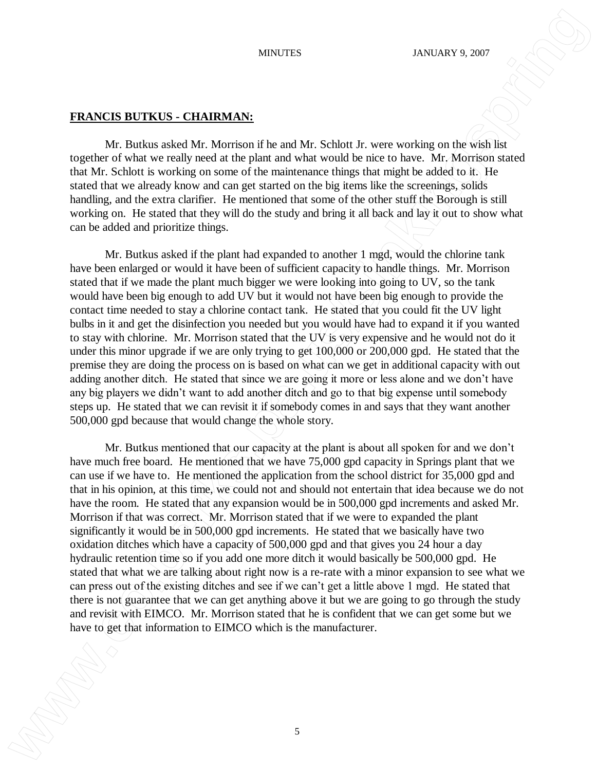**FRANCIS BUTKUS - CHAIRMAN:**

Mr. Butkus asked Mr. Morrison if he and Mr. Schlott Jr. were working on the wish list together of what we really need at the plant and what would be nice to have. Mr. Morrison stated that Mr. Schlott is working on some of the maintenance things that might be added to it. He stated that we already know and can get started on the big items like the screenings, solids handling, and the extra clarifier. He mentioned that some of the other stuff the Borough is still working on. He stated that they will do the study and bring it all back and lay it out to show what can be added and prioritize things.

Mr. Butkus asked if the plant had expanded to another 1 mgd, would the chlorine tank have been enlarged or would it have been of sufficient capacity to handle things. Mr. Morrison stated that if we made the plant much bigger we were looking into going to UV, so the tank would have been big enough to add UV but it would not have been big enough to provide the contact time needed to stay a chlorine contact tank. He stated that you could fit the UV light bulbs in it and get the disinfection you needed but you would have had to expand it if you wanted to stay with chlorine. Mr. Morrison stated that the UV is very expensive and he would not do it under this minor upgrade if we are only trying to get 100,000 or 200,000 gpd. He stated that the premise they are doing the process on is based on what can we get in additional capacity with out adding another ditch. He stated that since we are going it more or less alone and we don't have any big players we didn't want to add another ditch and go to that big expense until somebody steps up. He stated that we can revisit it if somebody comes in and says that they want another 500,000 gpd because that would change the whole story.

Mr. Butkus mentioned that our capacity at the plant is about all spoken for and we don't have much free board. He mentioned that we have 75,000 gpd capacity in Springs plant that we can use if we have to. He mentioned the application from the school district for 35,000 gpd and that in his opinion, at this time, we could not and should not entertain that idea because we do not have the room. He stated that any expansion would be in 500,000 gpd increments and asked Mr. Morrison if that was correct. Mr. Morrison stated that if we were to expanded the plant significantly it would be in 500,000 gpd increments. He stated that we basically have two oxidation ditches which have a capacity of 500,000 gpd and that gives you 24 hour a day hydraulic retention time so if you add one more ditch it would basically be 500,000 gpd. He stated that what we are talking about right now is a re-rate with a minor expansion to see what we can press out of the existing ditches and see if we can't get a little above 1 mgd. He stated that there is not guarantee that we can get anything above it but we are going to go through the study and revisit with EIMCO. Mr. Morrison stated that he is confident that we can get some but we have to get that information to EIMCO which is the manufacturer.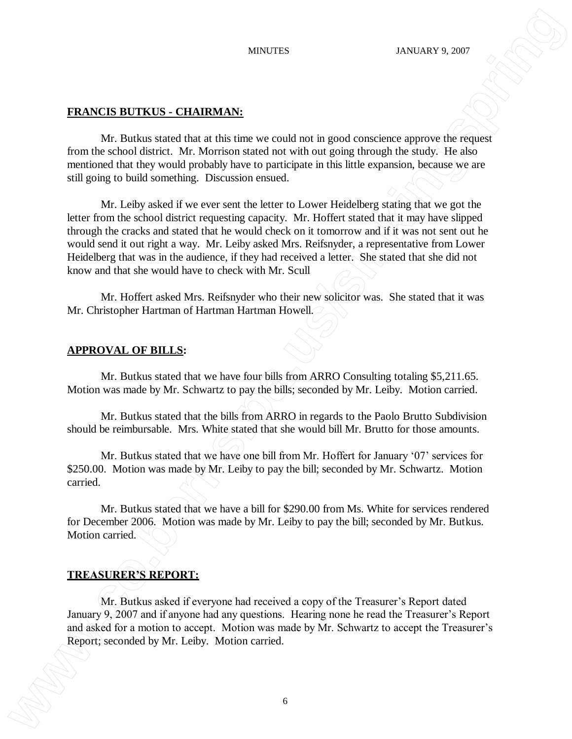**FRANCIS BUTKUS - CHAIRMAN:**

Mr. Butkus stated that at this time we could not in good conscience approve the request from the school district. Mr. Morrison stated not with out going through the study. He also mentioned that they would probably have to participate in this little expansion, because we are still going to build something. Discussion ensued.

Mr. Leiby asked if we ever sent the letter to Lower Heidelberg stating that we got the letter from the school district requesting capacity. Mr. Hoffert stated that it may have slipped through the cracks and stated that he would check on it tomorrow and if it was not sent out he would send it out right a way. Mr. Leiby asked Mrs. Reifsnyder, a representative from Lower Heidelberg that was in the audience, if they had received a letter. She stated that she did not know and that she would have to check with Mr. Scull

Mr. Hoffert asked Mrs. Reifsnyder who their new solicitor was. She stated that it was Mr. Christopher Hartman of Hartman Hartman Howell.

**APPROVAL OF BILLS:**

Mr. Butkus stated that we have four bills from ARRO Consulting totaling $5,211.65. Motion was made by Mr. Schwartz to pay the bills; seconded by Mr. Leiby. Motion carried.

Mr. Butkus stated that the bills from ARRO in regards to the Paolo Brutto Subdivision should be reimbursable. Mrs. White stated that she would bill Mr. Brutto for those amounts.

Mr. Butkus stated that we have one bill from Mr. Hoffert for January '07' services for $250.00. Motion was made by Mr. Leiby to pay the bill; seconded by Mr. Schwartz. Motion carried.

Mr. Butkus stated that we have a bill for $290.00 from Ms. White for services rendered for December 2006. Motion was made by Mr. Leiby to pay the bill; seconded by Mr. Butkus. Motion carried.

**TREASURER'S REPORT:**

Mr. Butkus asked if everyone had received a copy of the Treasurer's Report dated January 9, 2007 and if anyone had any questions. Hearing none he read the Treasurer's Report and asked for a motion to accept. Motion was made by Mr. Schwartz to accept the Treasurer's Report; seconded by Mr. Leiby. Motion carried.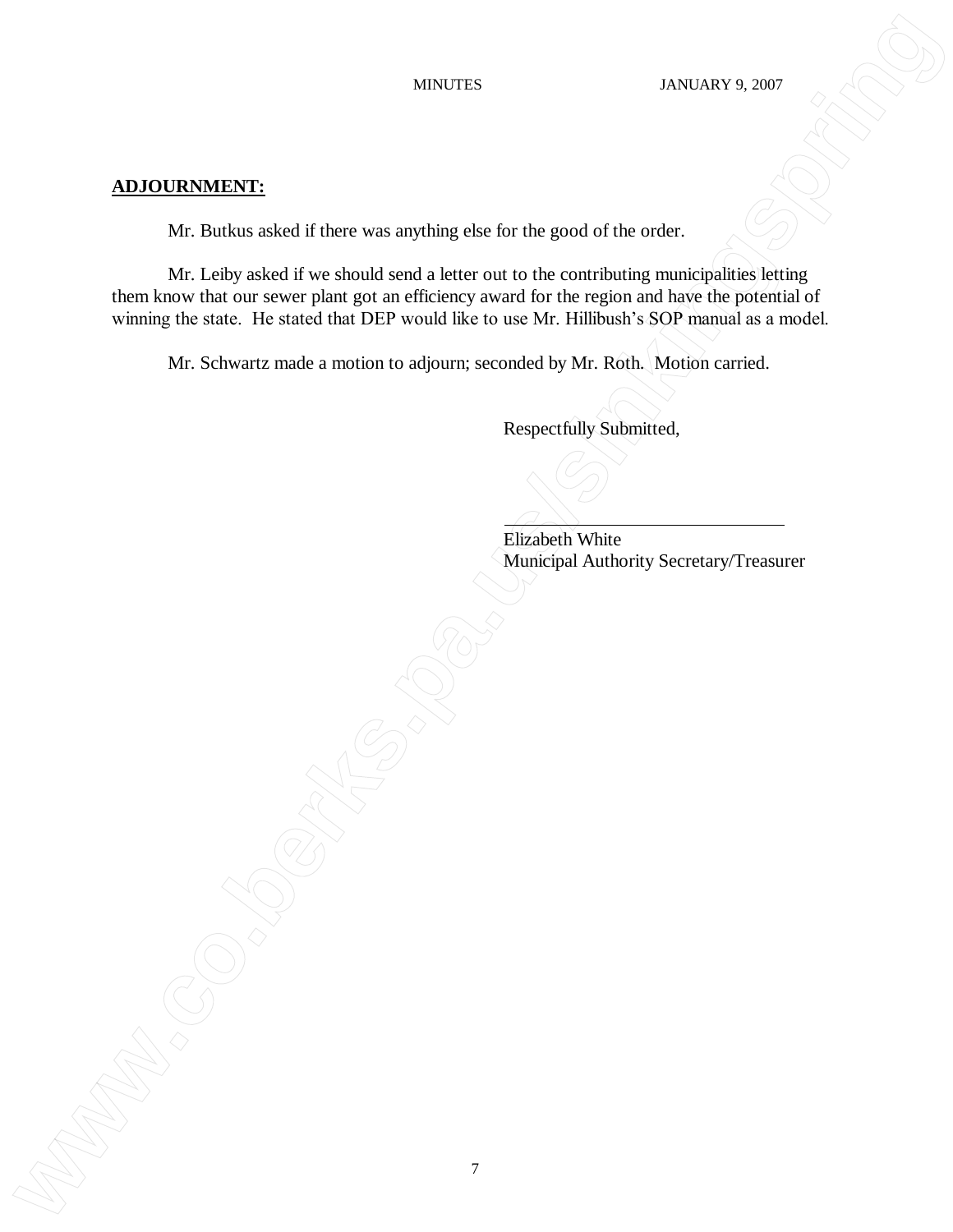## ADJOURNMENT:

Mr. Butkus asked if there was anything else for the good of the order.

Mr. Leiby asked if we should send a letter out to the contributing municipalities letting them know that our sewer plant got an efficiency award for the region and have the potential of winning the state. He stated that DEP would like to use Mr. Hillibush's SOP manual as a model.

Mr. Schwartz made a motion to adjourn; seconded by Mr. Roth. Motion carried.

Respectfully Submitted,

Elizabeth White
Municipal Authority Secretary/Treasurer